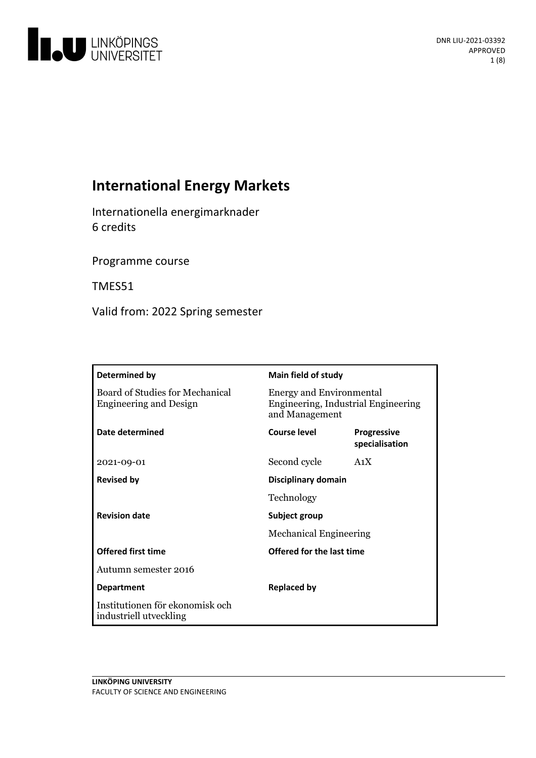DNR LIU-2021-03392
APPROVED

# International Energy Markets

Internationella energimarknader
6 credits

Programme course

TMES51

Valid from: 2022 Spring semester

| **Determined by** | **Main field of study** | |
|---|---|---|
| Board of Studies for Mechanical Engineering and Design | Energy and Environmental Engineering, Industrial Engineering and Management | |
| **Date determined** | **Course level** | **Progressive specialisation** |
| 2021-09-01 | Second cycle | A1X |
| **Revised by** | **Disciplinary domain** | |
| | Technology | |
| **Revision date** | **Subject group** | |
| | Mechanical Engineering | |
| **Offered first time** | **Offered for the last time** | |
| Autumn semester 2016 | | |
| **Department** | **Replaced by** | |
| Institutionen för ekonomisk och industriell utveckling | | |

LINKÖPING UNIVERSITY
FACULTY OF SCIENCE AND ENGINEERING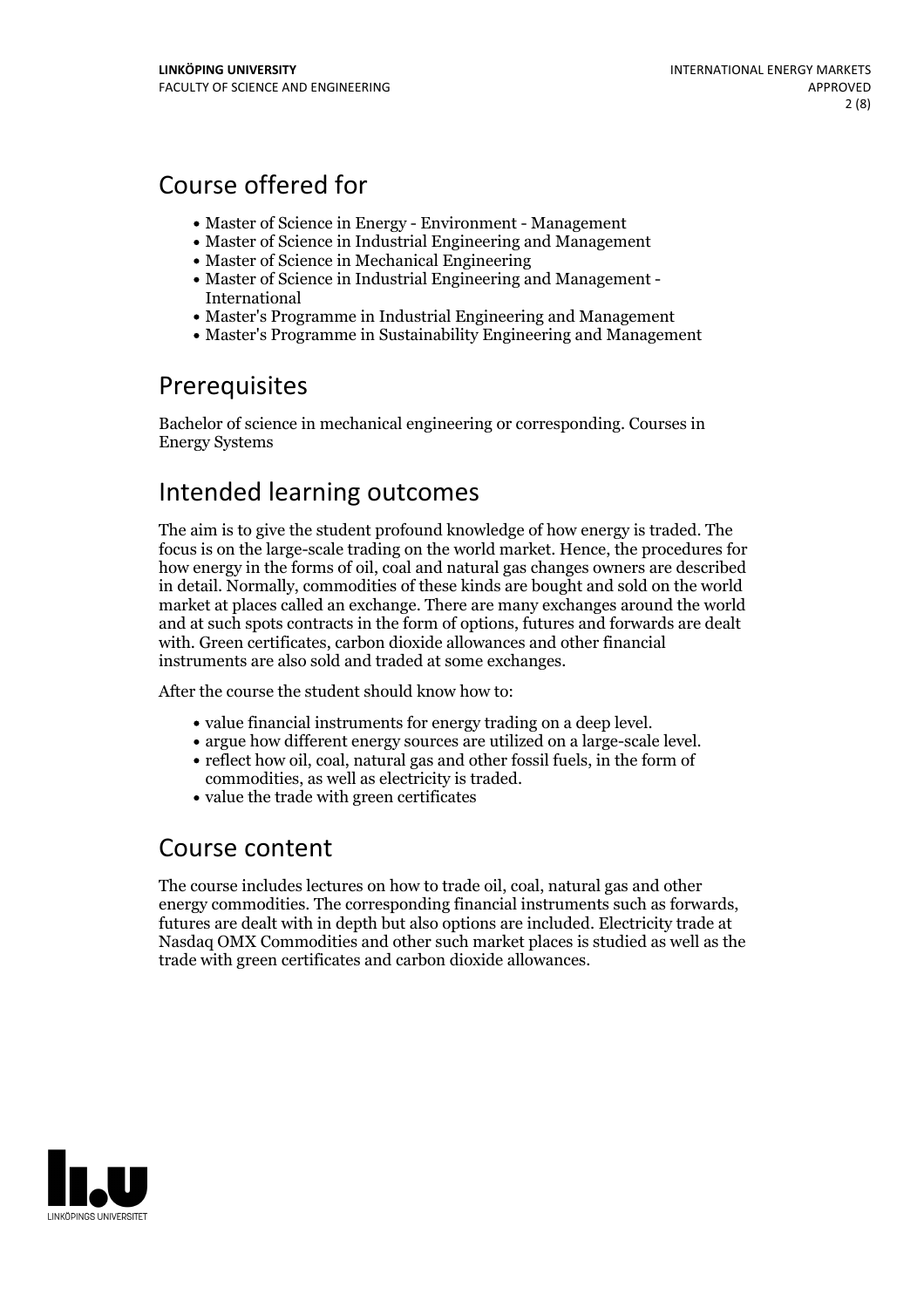## Course offered for

- Master of Science in Energy - Environment - Management
- Master of Science in Industrial Engineering and Management
- Master of Science in Mechanical Engineering
- Master of Science in Industrial Engineering and Management - International
- Master's Programme in Industrial Engineering and Management
- Master's Programme in Sustainability Engineering and Management

## Prerequisites

Bachelor of science in mechanical engineering or corresponding. Courses in Energy Systems

## Intended learning outcomes

The aim is to give the student profound knowledge of how energy is traded. The focus is on the large-scale trading on the world market. Hence, the procedures for how energy in the forms of oil, coal and natural gas changes owners are described in detail. Normally, commodities of these kinds are bought and sold on the world market at places called an exchange. There are many exchanges around the world and at such spots contracts in the form of options, futures and forwards are dealt with. Green certificates, carbon dioxide allowances and other financial instruments are also sold and traded at some exchanges.

After the course the student should know how to:

- value financial instruments for energy trading on a deep level.
- argue how different energy sources are utilized on a large-scale level.
- reflect how oil, coal, natural gas and other fossil fuels, in the form of commodities, as well as electricity is traded.
- value the trade with green certificates

## Course content

The course includes lectures on how to trade oil, coal, natural gas and other energy commodities. The corresponding financial instruments such as forwards, futures are dealt with in depth but also options are included. Electricity trade at Nasdaq OMX Commodities and other such market places is studied as well as the trade with green certificates and carbon dioxide allowances.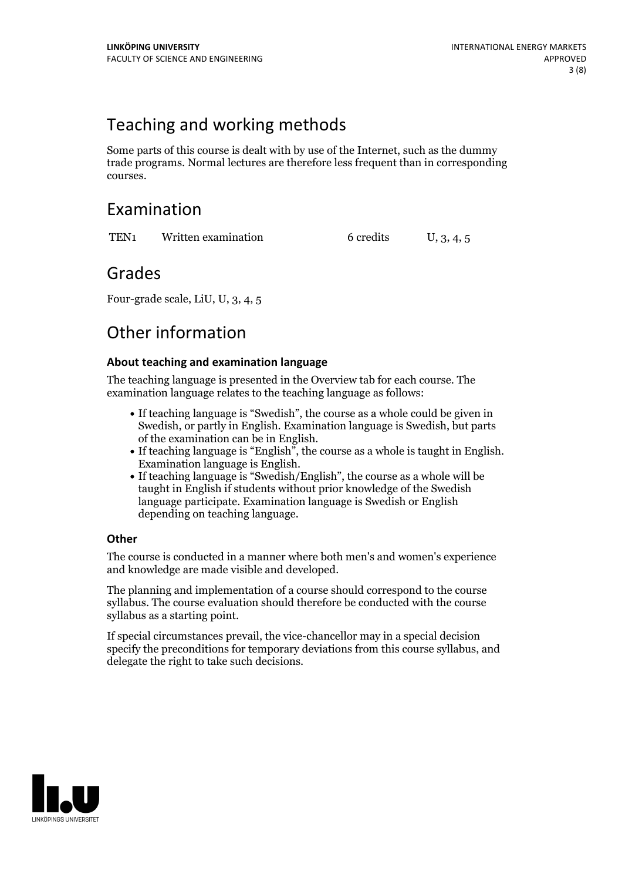## Teaching and working methods

Some parts of this course is dealt with by use of the Internet, such as the dummy trade programs. Normal lectures are therefore less frequent than in corresponding courses.

## Examination

| | | | |
|---|---|---|---|
| TEN1 | Written examination | 6 credits | U, 3, 4, 5 |

## Grades

Four-grade scale, LiU, U, 3, 4, 5

## Other information

### About teaching and examination language

The teaching language is presented in the Overview tab for each course. The examination language relates to the teaching language as follows:

- If teaching language is "Swedish", the course as a whole could be given in Swedish, or partly in English. Examination language is Swedish, but parts of the examination can be in English.
- If teaching language is "English", the course as a whole is taught in English. Examination language is English.
- If teaching language is "Swedish/English", the course as a whole will be taught in English if students without prior knowledge of the Swedish language participate. Examination language is Swedish or English depending on teaching language.

### Other

The course is conducted in a manner where both men's and women's experience and knowledge are made visible and developed.

The planning and implementation of a course should correspond to the course syllabus. The course evaluation should therefore be conducted with the course syllabus as a starting point.

If special circumstances prevail, the vice-chancellor may in a special decision specify the preconditions for temporary deviations from this course syllabus, and delegate the right to take such decisions.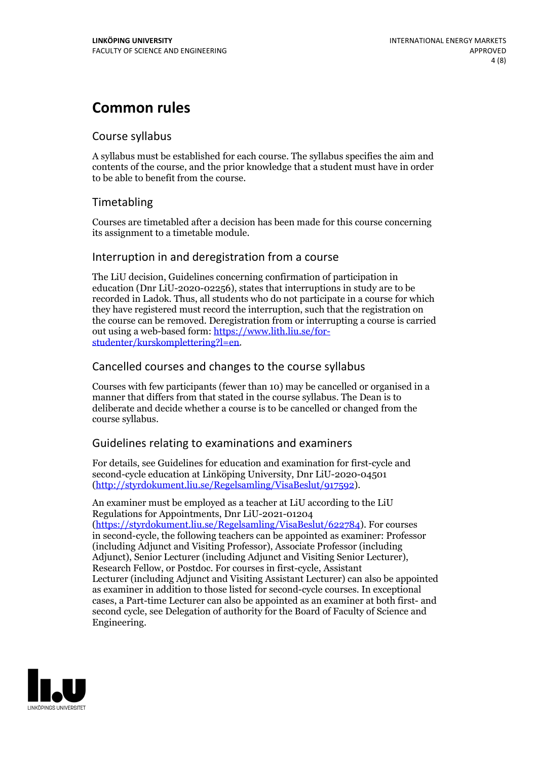# Common rules

## Course syllabus

A syllabus must be established for each course. The syllabus specifies the aim and contents of the course, and the prior knowledge that a student must have in order to be able to benefit from the course.

## Timetabling

Courses are timetabled after a decision has been made for this course concerning its assignment to a timetable module.

## Interruption in and deregistration from a course

The LiU decision, Guidelines concerning confirmation of participation in education (Dnr LiU-2020-02256), states that interruptions in study are to be recorded in Ladok. Thus, all students who do not participate in a course for which they have registered must record the interruption, such that the registration on the course can be removed. Deregistration from or interrupting a course is carried out using a web-based form: [https://www.lith.liu.se/for-studenter/kurskomplettering?l=en](https://www.lith.liu.se/for-studenter/kurskomplettering?l=en).

## Cancelled courses and changes to the course syllabus

Courses with few participants (fewer than 10) may be cancelled or organised in a manner that differs from that stated in the course syllabus. The Dean is to deliberate and decide whether a course is to be cancelled or changed from the course syllabus.

## Guidelines relating to examinations and examiners

For details, see Guidelines for education and examination for first-cycle and second-cycle education at Linköping University, Dnr LiU-2020-04501 ([http://styrdokument.liu.se/Regelsamling/VisaBeslut/917592](http://styrdokument.liu.se/Regelsamling/VisaBeslut/917592)).

An examiner must be employed as a teacher at LiU according to the LiU Regulations for Appointments, Dnr LiU-2021-01204 ([https://styrdokument.liu.se/Regelsamling/VisaBeslut/622784](https://styrdokument.liu.se/Regelsamling/VisaBeslut/622784)). For courses in second-cycle, the following teachers can be appointed as examiner: Professor (including Adjunct and Visiting Professor), Associate Professor (including Adjunct), Senior Lecturer (including Adjunct and Visiting Senior Lecturer), Research Fellow, or Postdoc. For courses in first-cycle, Assistant Lecturer (including Adjunct and Visiting Assistant Lecturer) can also be appointed as examiner in addition to those listed for second-cycle courses. In exceptional cases, a Part-time Lecturer can also be appointed as an examiner at both first- and second cycle, see Delegation of authority for the Board of Faculty of Science and Engineering.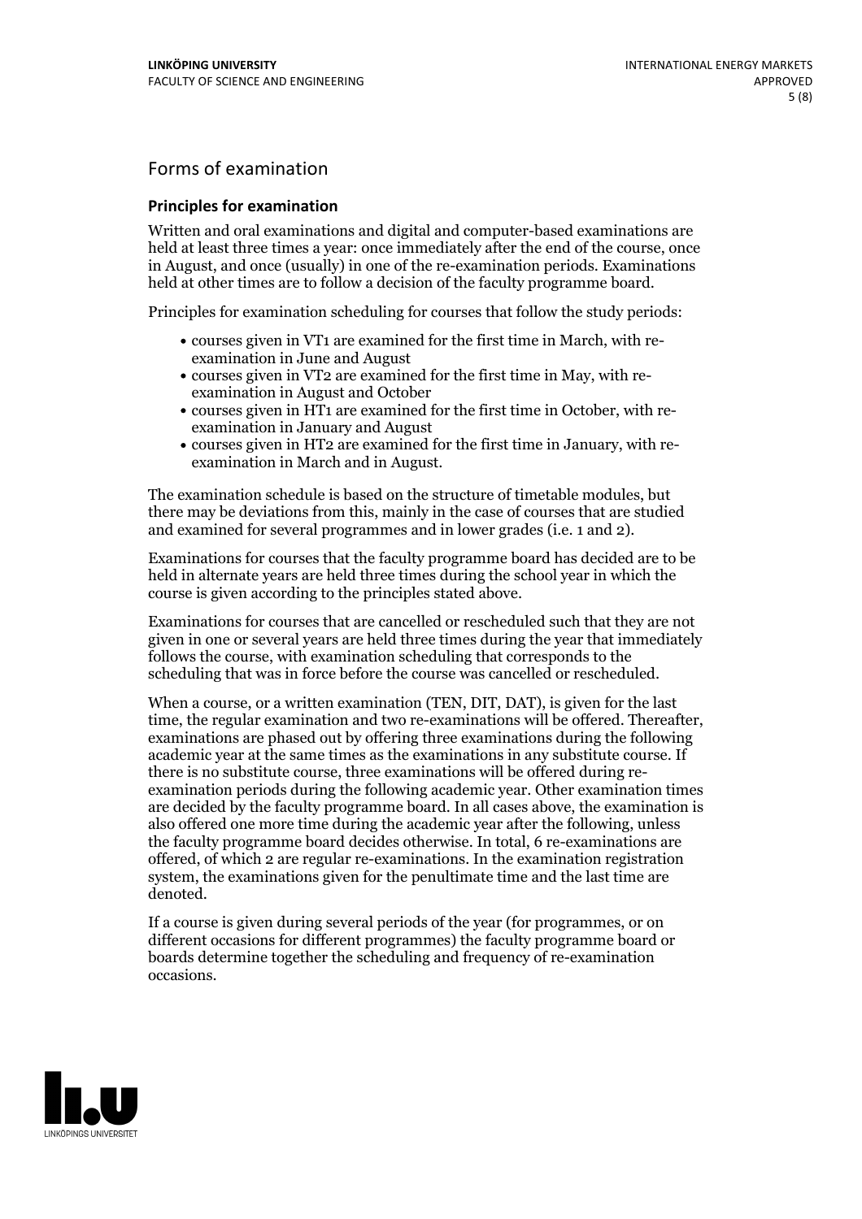## Forms of examination

### Principles for examination

Written and oral examinations and digital and computer-based examinations are held at least three times a year: once immediately after the end of the course, once in August, and once (usually) in one of the re-examination periods. Examinations held at other times are to follow a decision of the faculty programme board.

Principles for examination scheduling for courses that follow the study periods:

- courses given in VT1 are examined for the first time in March, with re-examination in June and August
- courses given in VT2 are examined for the first time in May, with re-examination in August and October
- courses given in HT1 are examined for the first time in October, with re-examination in January and August
- courses given in HT2 are examined for the first time in January, with re-examination in March and in August.

The examination schedule is based on the structure of timetable modules, but there may be deviations from this, mainly in the case of courses that are studied and examined for several programmes and in lower grades (i.e. 1 and 2).

Examinations for courses that the faculty programme board has decided are to be held in alternate years are held three times during the school year in which the course is given according to the principles stated above.

Examinations for courses that are cancelled or rescheduled such that they are not given in one or several years are held three times during the year that immediately follows the course, with examination scheduling that corresponds to the scheduling that was in force before the course was cancelled or rescheduled.

When a course, or a written examination (TEN, DIT, DAT), is given for the last time, the regular examination and two re-examinations will be offered. Thereafter, examinations are phased out by offering three examinations during the following academic year at the same times as the examinations in any substitute course. If there is no substitute course, three examinations will be offered during re-examination periods during the following academic year. Other examination times are decided by the faculty programme board. In all cases above, the examination is also offered one more time during the academic year after the following, unless the faculty programme board decides otherwise. In total, 6 re-examinations are offered, of which 2 are regular re-examinations. In the examination registration system, the examinations given for the penultimate time and the last time are denoted.

If a course is given during several periods of the year (for programmes, or on different occasions for different programmes) the faculty programme board or boards determine together the scheduling and frequency of re-examination occasions.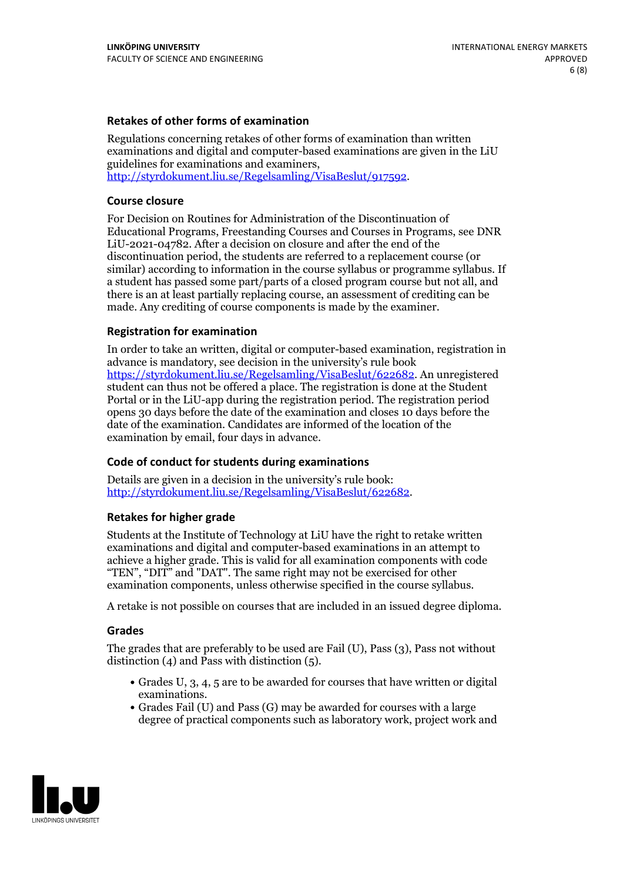### Retakes of other forms of examination

Regulations concerning retakes of other forms of examination than written examinations and digital and computer-based examinations are given in the LiU guidelines for examinations and examiners, http://styrdokument.liu.se/Regelsamling/VisaBeslut/917592.

### Course closure

For Decision on Routines for Administration of the Discontinuation of Educational Programs, Freestanding Courses and Courses in Programs, see DNR LiU-2021-04782. After a decision on closure and after the end of the discontinuation period, the students are referred to a replacement course (or similar) according to information in the course syllabus or programme syllabus. If a student has passed some part/parts of a closed program course but not all, and there is an at least partially replacing course, an assessment of crediting can be made. Any crediting of course components is made by the examiner.

### Registration for examination

In order to take an written, digital or computer-based examination, registration in advance is mandatory, see decision in the university's rule book https://styrdokument.liu.se/Regelsamling/VisaBeslut/622682. An unregistered student can thus not be offered a place. The registration is done at the Student Portal or in the LiU-app during the registration period. The registration period opens 30 days before the date of the examination and closes 10 days before the date of the examination. Candidates are informed of the location of the examination by email, four days in advance.

### Code of conduct for students during examinations

Details are given in a decision in the university's rule book: http://styrdokument.liu.se/Regelsamling/VisaBeslut/622682.

### Retakes for higher grade

Students at the Institute of Technology at LiU have the right to retake written examinations and digital and computer-based examinations in an attempt to achieve a higher grade. This is valid for all examination components with code "TEN", "DIT" and "DAT". The same right may not be exercised for other examination components, unless otherwise specified in the course syllabus.

A retake is not possible on courses that are included in an issued degree diploma.

### Grades

The grades that are preferably to be used are Fail (U), Pass (3), Pass not without distinction (4) and Pass with distinction (5).

- Grades U, 3, 4, 5 are to be awarded for courses that have written or digital examinations.
- Grades Fail (U) and Pass (G) may be awarded for courses with a large degree of practical components such as laboratory work, project work and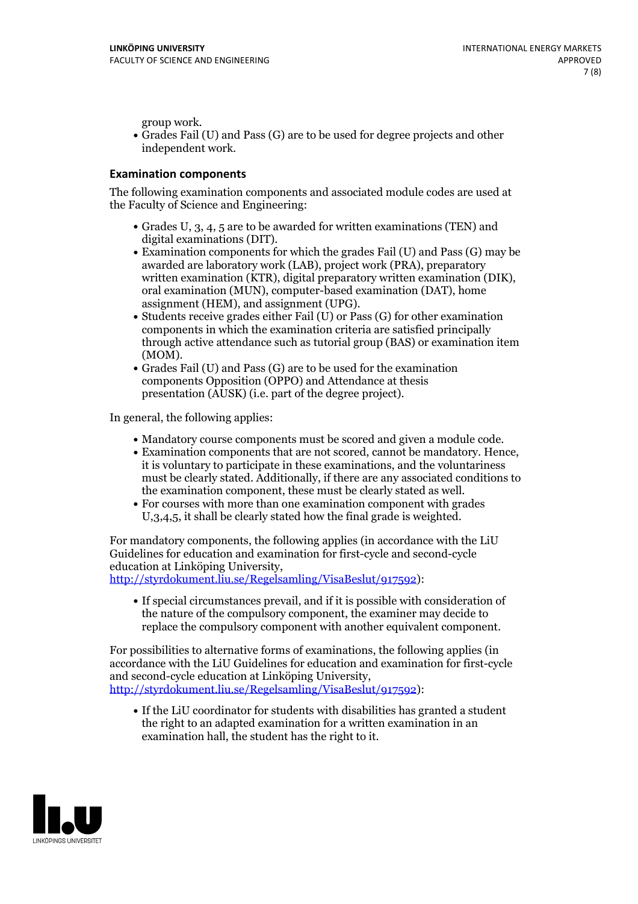group work.

- Grades Fail (U) and Pass (G) are to be used for degree projects and other independent work.

### Examination components

The following examination components and associated module codes are used at the Faculty of Science and Engineering:

- Grades U, 3, 4, 5 are to be awarded for written examinations (TEN) and digital examinations (DIT).
- Examination components for which the grades Fail (U) and Pass (G) may be awarded are laboratory work (LAB), project work (PRA), preparatory written examination (KTR), digital preparatory written examination (DIK), oral examination (MUN), computer-based examination (DAT), home assignment (HEM), and assignment (UPG).
- Students receive grades either Fail (U) or Pass (G) for other examination components in which the examination criteria are satisfied principally through active attendance such as tutorial group (BAS) or examination item (MOM).
- Grades Fail (U) and Pass (G) are to be used for the examination components Opposition (OPPO) and Attendance at thesis presentation (AUSK) (i.e. part of the degree project).

In general, the following applies:

- Mandatory course components must be scored and given a module code.
- Examination components that are not scored, cannot be mandatory. Hence, it is voluntary to participate in these examinations, and the voluntariness must be clearly stated. Additionally, if there are any associated conditions to the examination component, these must be clearly stated as well.
- For courses with more than one examination component with grades U,3,4,5, it shall be clearly stated how the final grade is weighted.

For mandatory components, the following applies (in accordance with the LiU Guidelines for education and examination for first-cycle and second-cycle education at Linköping University, http://styrdokument.liu.se/Regelsamling/VisaBeslut/917592):

- If special circumstances prevail, and if it is possible with consideration of the nature of the compulsory component, the examiner may decide to replace the compulsory component with another equivalent component.

For possibilities to alternative forms of examinations, the following applies (in accordance with the LiU Guidelines for education and examination for first-cycle and second-cycle education at Linköping University, http://styrdokument.liu.se/Regelsamling/VisaBeslut/917592):

- If the LiU coordinator for students with disabilities has granted a student the right to an adapted examination for a written examination in an examination hall, the student has the right to it.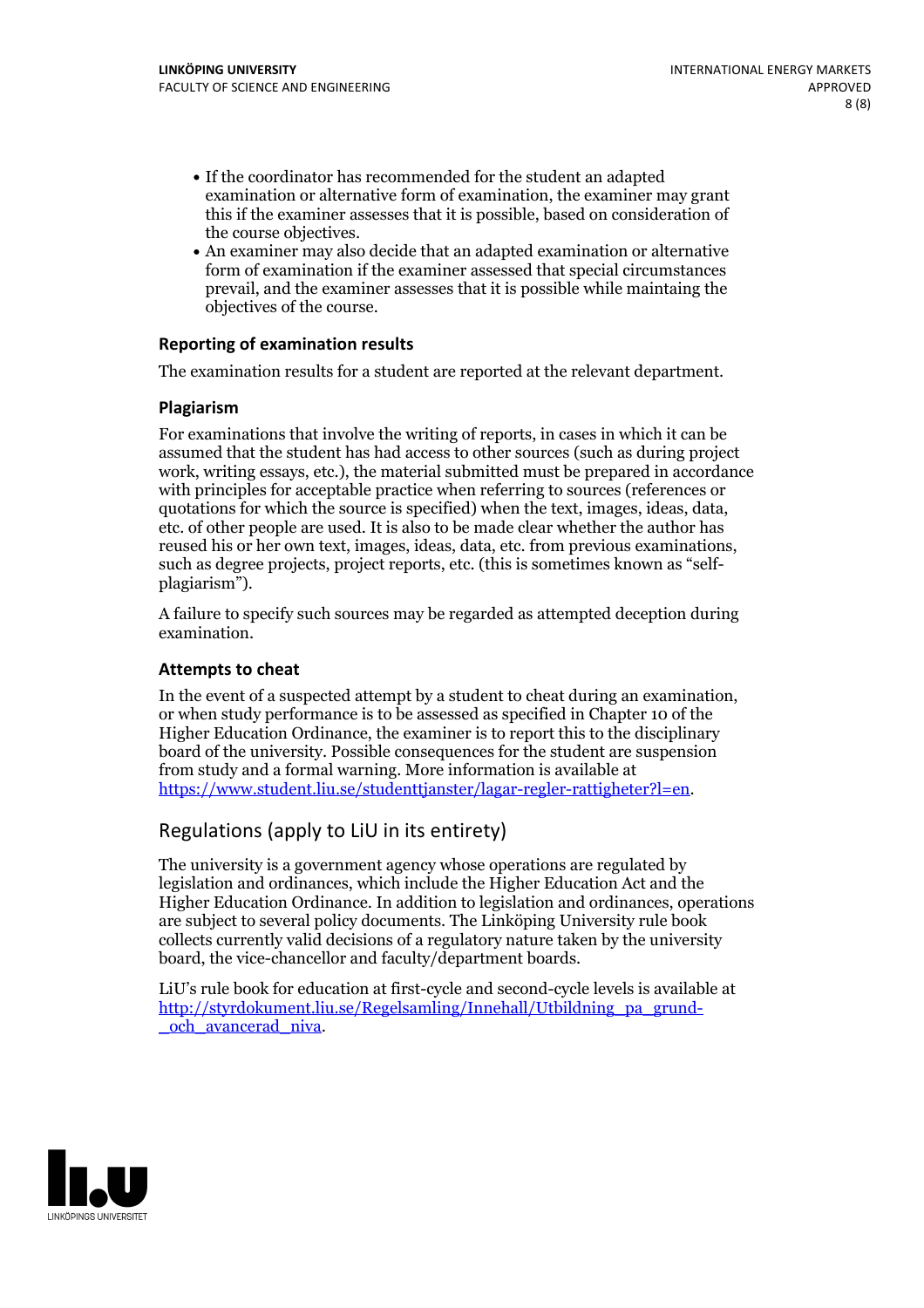- If the coordinator has recommended for the student an adapted examination or alternative form of examination, the examiner may grant this if the examiner assesses that it is possible, based on consideration of the course objectives.
- An examiner may also decide that an adapted examination or alternative form of examination if the examiner assessed that special circumstances prevail, and the examiner assesses that it is possible while maintaing the objectives of the course.

### Reporting of examination results

The examination results for a student are reported at the relevant department.

### Plagiarism

For examinations that involve the writing of reports, in cases in which it can be assumed that the student has had access to other sources (such as during project work, writing essays, etc.), the material submitted must be prepared in accordance with principles for acceptable practice when referring to sources (references or quotations for which the source is specified) when the text, images, ideas, data, etc. of other people are used. It is also to be made clear whether the author has reused his or her own text, images, ideas, data, etc. from previous examinations, such as degree projects, project reports, etc. (this is sometimes known as "self-plagiarism").

A failure to specify such sources may be regarded as attempted deception during examination.

### Attempts to cheat

In the event of a suspected attempt by a student to cheat during an examination, or when study performance is to be assessed as specified in Chapter 10 of the Higher Education Ordinance, the examiner is to report this to the disciplinary board of the university. Possible consequences for the student are suspension from study and a formal warning. More information is available at https://www.student.liu.se/studenttjanster/lagar-regler-rattigheter?l=en.

## Regulations (apply to LiU in its entirety)

The university is a government agency whose operations are regulated by legislation and ordinances, which include the Higher Education Act and the Higher Education Ordinance. In addition to legislation and ordinances, operations are subject to several policy documents. The Linköping University rule book collects currently valid decisions of a regulatory nature taken by the university board, the vice-chancellor and faculty/department boards.

LiU's rule book for education at first-cycle and second-cycle levels is available at http://styrdokument.liu.se/Regelsamling/Innehall/Utbildning_pa_grund-_och_avancerad_niva.